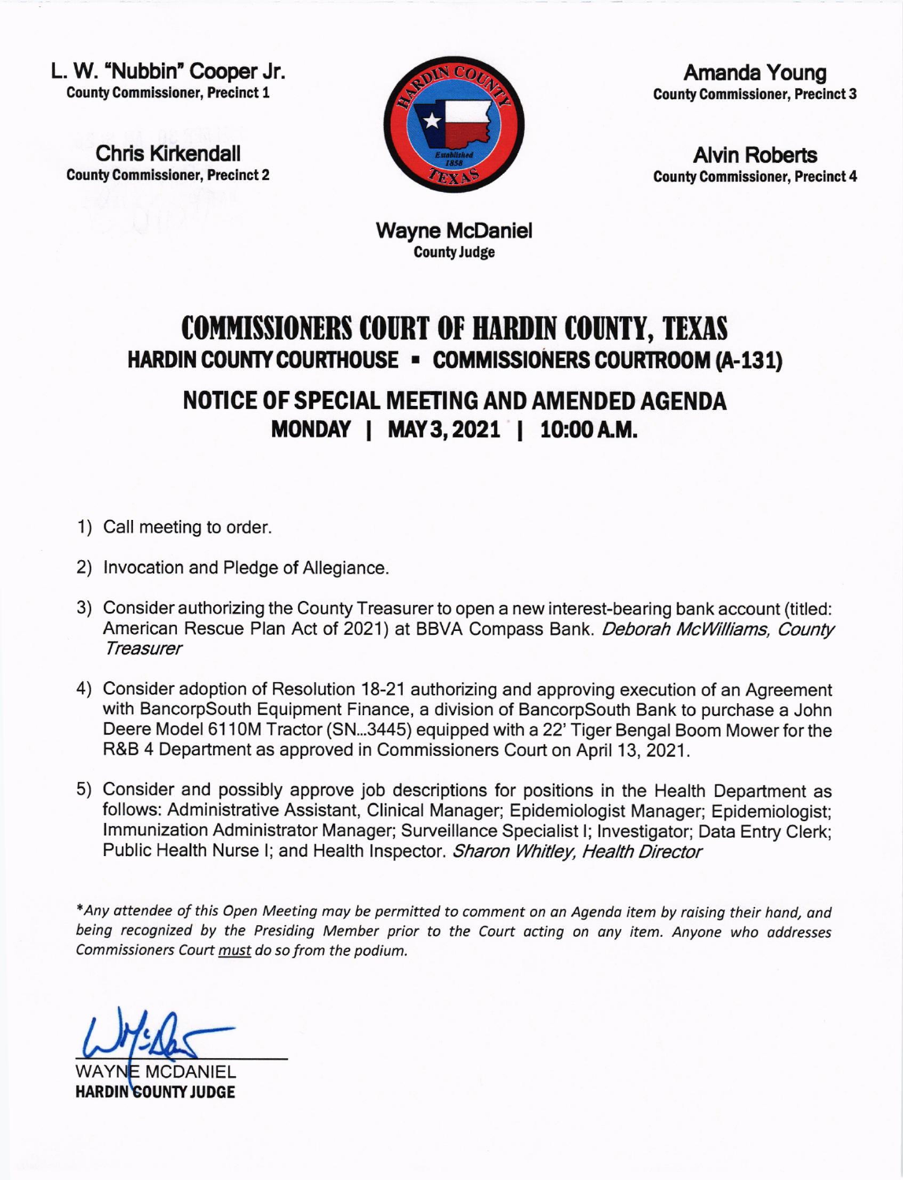**L. W. "Nubbin" Cooper Jr.**
County Commissioner, Precinct 1

**Chris Kirkendall**
County Commissioner, Precinct 2

**Amanda Young**
County Commissioner, Precinct 3

**Alvin Roberts**
County Commissioner, Precinct 4

**Wayne McDaniel**
County Judge

# COMMISSIONERS COURT OF HARDIN COUNTY, TEXAS

## HARDIN COUNTY COURTHOUSE ▪ COMMISSIONERS COURTROOM (A-131)

## NOTICE OF SPECIAL MEETING AND AMENDED AGENDA

### MONDAY | MAY 3, 2021 | 10:00 A.M.

1) Call meeting to order.

2) Invocation and Pledge of Allegiance.

3) Consider authorizing the County Treasurer to open a new interest-bearing bank account (titled: American Rescue Plan Act of 2021) at BBVA Compass Bank. *Deborah McWilliams, County Treasurer*

4) Consider adoption of Resolution 18-21 authorizing and approving execution of an Agreement with BancorpSouth Equipment Finance, a division of BancorpSouth Bank to purchase a John Deere Model 6110M Tractor (SN...3445) equipped with a 22' Tiger Bengal Boom Mower for the R&B 4 Department as approved in Commissioners Court on April 13, 2021.

5) Consider and possibly approve job descriptions for positions in the Health Department as follows: Administrative Assistant, Clinical Manager; Epidemiologist Manager; Epidemiologist; Immunization Administrator Manager; Surveillance Specialist I; Investigator; Data Entry Clerk; Public Health Nurse I; and Health Inspector. *Sharon Whitley, Health Director*

*\*Any attendee of this Open Meeting may be permitted to comment on an Agenda item by raising their hand, and being recognized by the Presiding Member prior to the Court acting on any item. Anyone who addresses Commissioners Court must do so from the podium.*

WAYNE MCDANIEL
**HARDIN COUNTY JUDGE**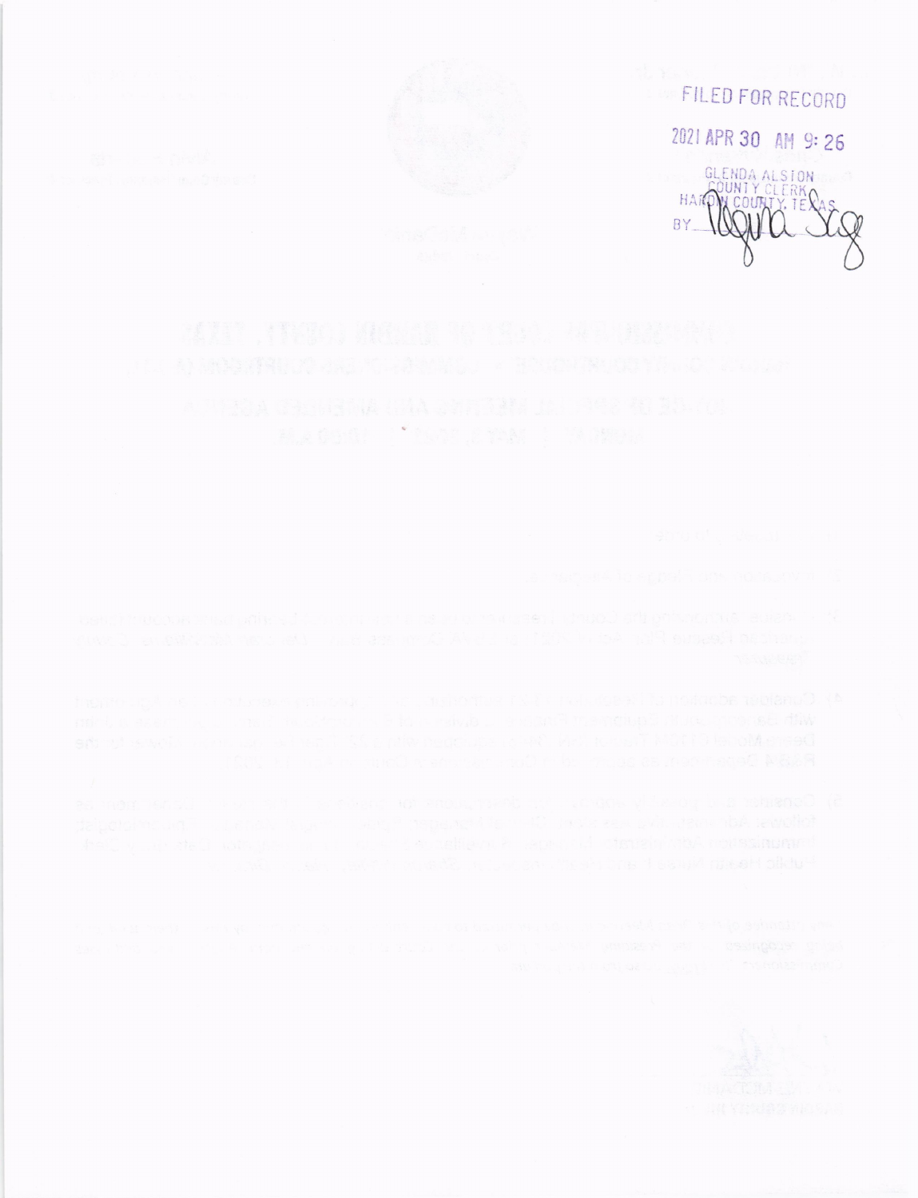FILED FOR RECORD

2021 APR 30 AM 9:26

GLENDA ALSTON
COUNTY CLERK
HARDIN COUNTY, TEXAS

BY